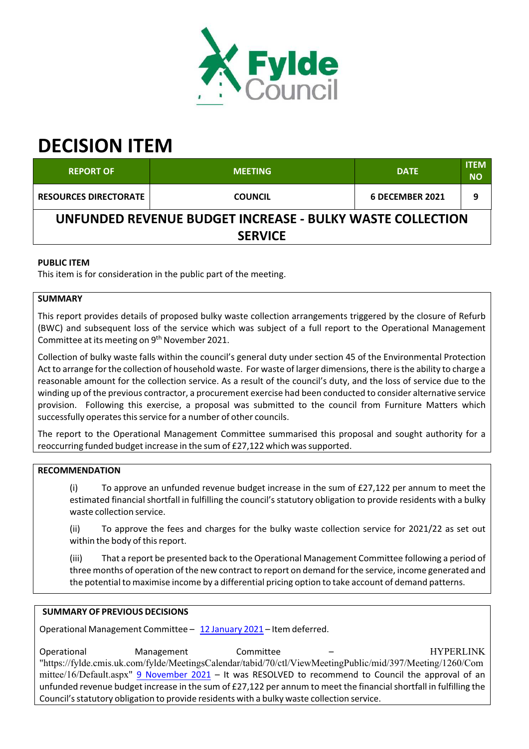# DECISION ITEM

| REPORT OF | MEETING | DATE | ITEM NO |
|---|---|---|---|
| RESOURCES DIRECTORATE | COUNCIL | 6 DECEMBER 2021 | 9 |

## UNFUNDED REVENUE BUDGET INCREASE - BULKY WASTE COLLECTION SERVICE

**PUBLIC ITEM**

This item is for consideration in the public part of the meeting.

**SUMMARY**

This report provides details of proposed bulky waste collection arrangements triggered by the closure of Refurb (BWC) and subsequent loss of the service which was subject of a full report to the Operational Management Committee at its meeting on 9th November 2021.

Collection of bulky waste falls within the council's general duty under section 45 of the Environmental Protection Act to arrange for the collection of household waste. For waste of larger dimensions, there is the ability to charge a reasonable amount for the collection service. As a result of the council's duty, and the loss of service due to the winding up of the previous contractor, a procurement exercise had been conducted to consider alternative service provision. Following this exercise, a proposal was submitted to the council from Furniture Matters which successfully operates this service for a number of other councils.

The report to the Operational Management Committee summarised this proposal and sought authority for a reoccurring funded budget increase in the sum of £27,122 which was supported.

**RECOMMENDATION**

(i) To approve an unfunded revenue budget increase in the sum of £27,122 per annum to meet the estimated financial shortfall in fulfilling the council's statutory obligation to provide residents with a bulky waste collection service.

(ii) To approve the fees and charges for the bulky waste collection service for 2021/22 as set out within the body of this report.

(iii) That a report be presented back to the Operational Management Committee following a period of three months of operation of the new contract to report on demand for the service, income generated and the potential to maximise income by a differential pricing option to take account of demand patterns.

**SUMMARY OF PREVIOUS DECISIONS**

Operational Management Committee – 12 January 2021 – Item deferred.

Operational Management Committee – HYPERLINK "https://fylde.cmis.uk.com/fylde/MeetingsCalendar/tabid/70/ctl/ViewMeetingPublic/mid/397/Meeting/1260/Committee/16/Default.aspx" 9 November 2021 – It was RESOLVED to recommend to Council the approval of an unfunded revenue budget increase in the sum of £27,122 per annum to meet the financial shortfall in fulfilling the Council's statutory obligation to provide residents with a bulky waste collection service.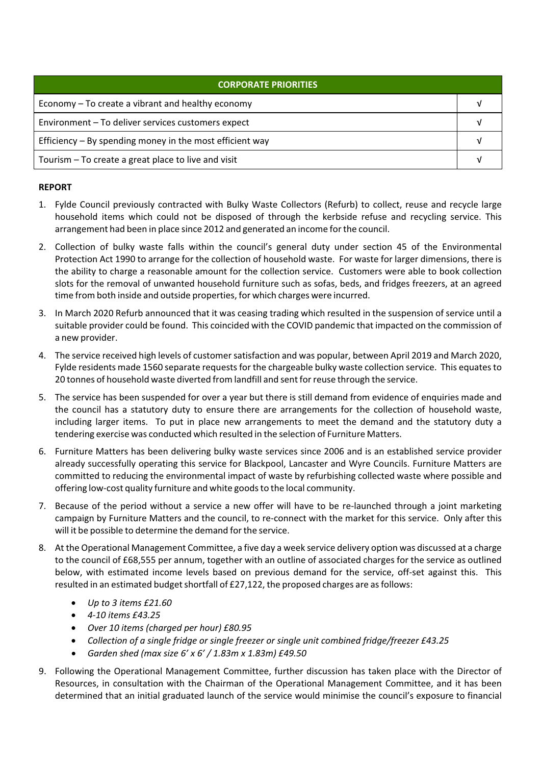| CORPORATE PRIORITIES | |
|---|---|
| Economy – To create a vibrant and healthy economy | √ |
| Environment – To deliver services customers expect | √ |
| Efficiency – By spending money in the most efficient way | √ |
| Tourism – To create a great place to live and visit | √ |

**REPORT**

1. Fylde Council previously contracted with Bulky Waste Collectors (Refurb) to collect, reuse and recycle large household items which could not be disposed of through the kerbside refuse and recycling service. This arrangement had been in place since 2012 and generated an income for the council.

2. Collection of bulky waste falls within the council's general duty under section 45 of the Environmental Protection Act 1990 to arrange for the collection of household waste. For waste for larger dimensions, there is the ability to charge a reasonable amount for the collection service. Customers were able to book collection slots for the removal of unwanted household furniture such as sofas, beds, and fridges freezers, at an agreed time from both inside and outside properties, for which charges were incurred.

3. In March 2020 Refurb announced that it was ceasing trading which resulted in the suspension of service until a suitable provider could be found. This coincided with the COVID pandemic that impacted on the commission of a new provider.

4. The service received high levels of customer satisfaction and was popular, between April 2019 and March 2020, Fylde residents made 1560 separate requests for the chargeable bulky waste collection service. This equates to 20 tonnes of household waste diverted from landfill and sent for reuse through the service.

5. The service has been suspended for over a year but there is still demand from evidence of enquiries made and the council has a statutory duty to ensure there are arrangements for the collection of household waste, including larger items. To put in place new arrangements to meet the demand and the statutory duty a tendering exercise was conducted which resulted in the selection of Furniture Matters.

6. Furniture Matters has been delivering bulky waste services since 2006 and is an established service provider already successfully operating this service for Blackpool, Lancaster and Wyre Councils. Furniture Matters are committed to reducing the environmental impact of waste by refurbishing collected waste where possible and offering low-cost quality furniture and white goods to the local community.

7. Because of the period without a service a new offer will have to be re-launched through a joint marketing campaign by Furniture Matters and the council, to re-connect with the market for this service. Only after this will it be possible to determine the demand for the service.

8. At the Operational Management Committee, a five day a week service delivery option was discussed at a charge to the council of £68,555 per annum, together with an outline of associated charges for the service as outlined below, with estimated income levels based on previous demand for the service, off-set against this. This resulted in an estimated budget shortfall of £27,122, the proposed charges are as follows:
   - *Up to 3 items £21.60*
   - *4-10 items £43.25*
   - *Over 10 items (charged per hour) £80.95*
   - *Collection of a single fridge or single freezer or single unit combined fridge/freezer £43.25*
   - *Garden shed (max size 6' x 6' / 1.83m x 1.83m) £49.50*

9. Following the Operational Management Committee, further discussion has taken place with the Director of Resources, in consultation with the Chairman of the Operational Management Committee, and it has been determined that an initial graduated launch of the service would minimise the council's exposure to financial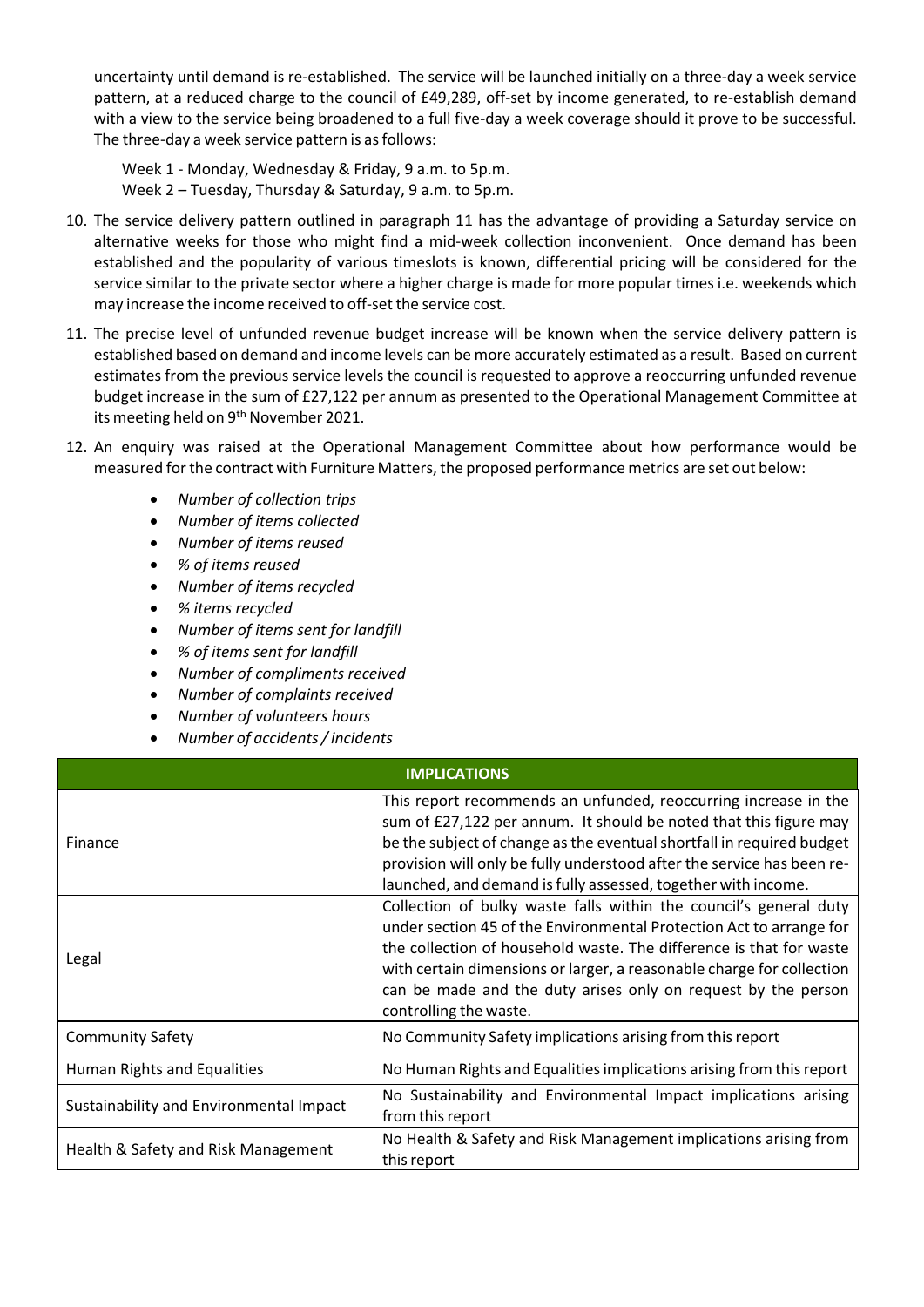uncertainty until demand is re-established. The service will be launched initially on a three-day a week service pattern, at a reduced charge to the council of £49,289, off-set by income generated, to re-establish demand with a view to the service being broadened to a full five-day a week coverage should it prove to be successful. The three-day a week service pattern is as follows:

Week 1 - Monday, Wednesday & Friday, 9 a.m. to 5p.m.
Week 2 – Tuesday, Thursday & Saturday, 9 a.m. to 5p.m.

10. The service delivery pattern outlined in paragraph 11 has the advantage of providing a Saturday service on alternative weeks for those who might find a mid-week collection inconvenient. Once demand has been established and the popularity of various timeslots is known, differential pricing will be considered for the service similar to the private sector where a higher charge is made for more popular times i.e. weekends which may increase the income received to off-set the service cost.

11. The precise level of unfunded revenue budget increase will be known when the service delivery pattern is established based on demand and income levels can be more accurately estimated as a result. Based on current estimates from the previous service levels the council is requested to approve a reoccurring unfunded revenue budget increase in the sum of £27,122 per annum as presented to the Operational Management Committee at its meeting held on 9th November 2021.

12. An enquiry was raised at the Operational Management Committee about how performance would be measured for the contract with Furniture Matters, the proposed performance metrics are set out below:

    - *Number of collection trips*
    - *Number of items collected*
    - *Number of items reused*
    - *% of items reused*
    - *Number of items recycled*
    - *% items recycled*
    - *Number of items sent for landfill*
    - *% of items sent for landfill*
    - *Number of compliments received*
    - *Number of complaints received*
    - *Number of volunteers hours*
    - *Number of accidents / incidents*

| **IMPLICATIONS** | |
|---|---|
| Finance | This report recommends an unfunded, reoccurring increase in the sum of £27,122 per annum. It should be noted that this figure may be the subject of change as the eventual shortfall in required budget provision will only be fully understood after the service has been re-launched, and demand is fully assessed, together with income. |
| Legal | Collection of bulky waste falls within the council's general duty under section 45 of the Environmental Protection Act to arrange for the collection of household waste. The difference is that for waste with certain dimensions or larger, a reasonable charge for collection can be made and the duty arises only on request by the person controlling the waste. |
| Community Safety | No Community Safety implications arising from this report |
| Human Rights and Equalities | No Human Rights and Equalities implications arising from this report |
| Sustainability and Environmental Impact | No Sustainability and Environmental Impact implications arising from this report |
| Health & Safety and Risk Management | No Health & Safety and Risk Management implications arising from this report |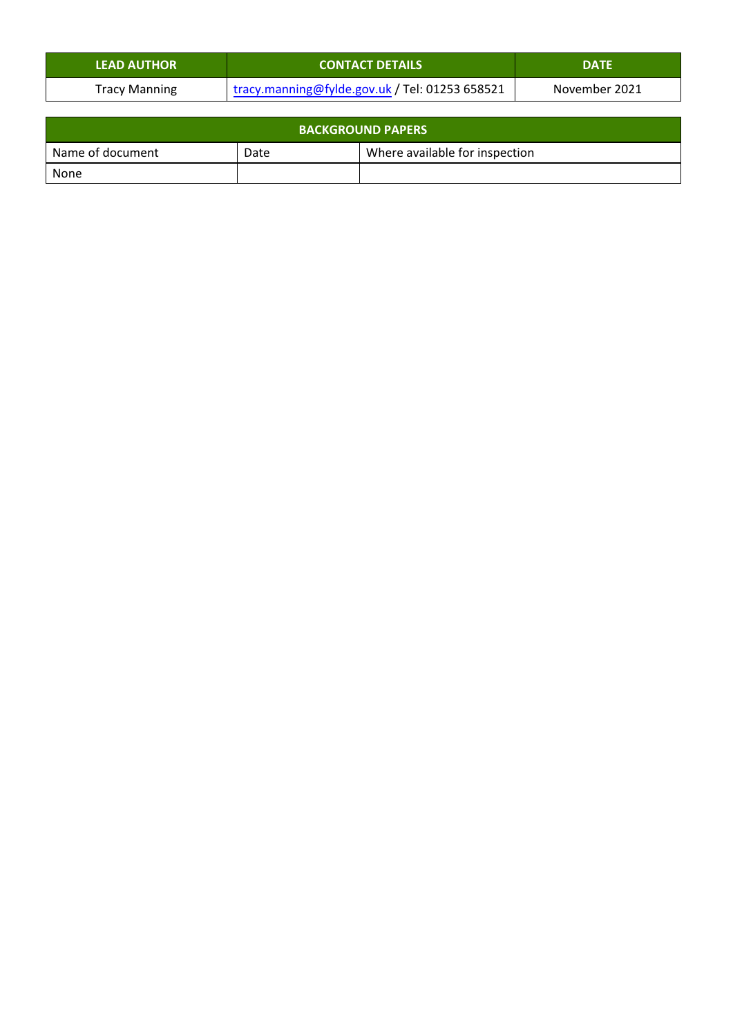| LEAD AUTHOR | CONTACT DETAILS | DATE |
| --- | --- | --- |
| Tracy Manning | tracy.manning@fylde.gov.uk / Tel: 01253 658521 | November 2021 |

| BACKGROUND PAPERS | | |
| --- | --- | --- |
| Name of document | Date | Where available for inspection |
| None | | |